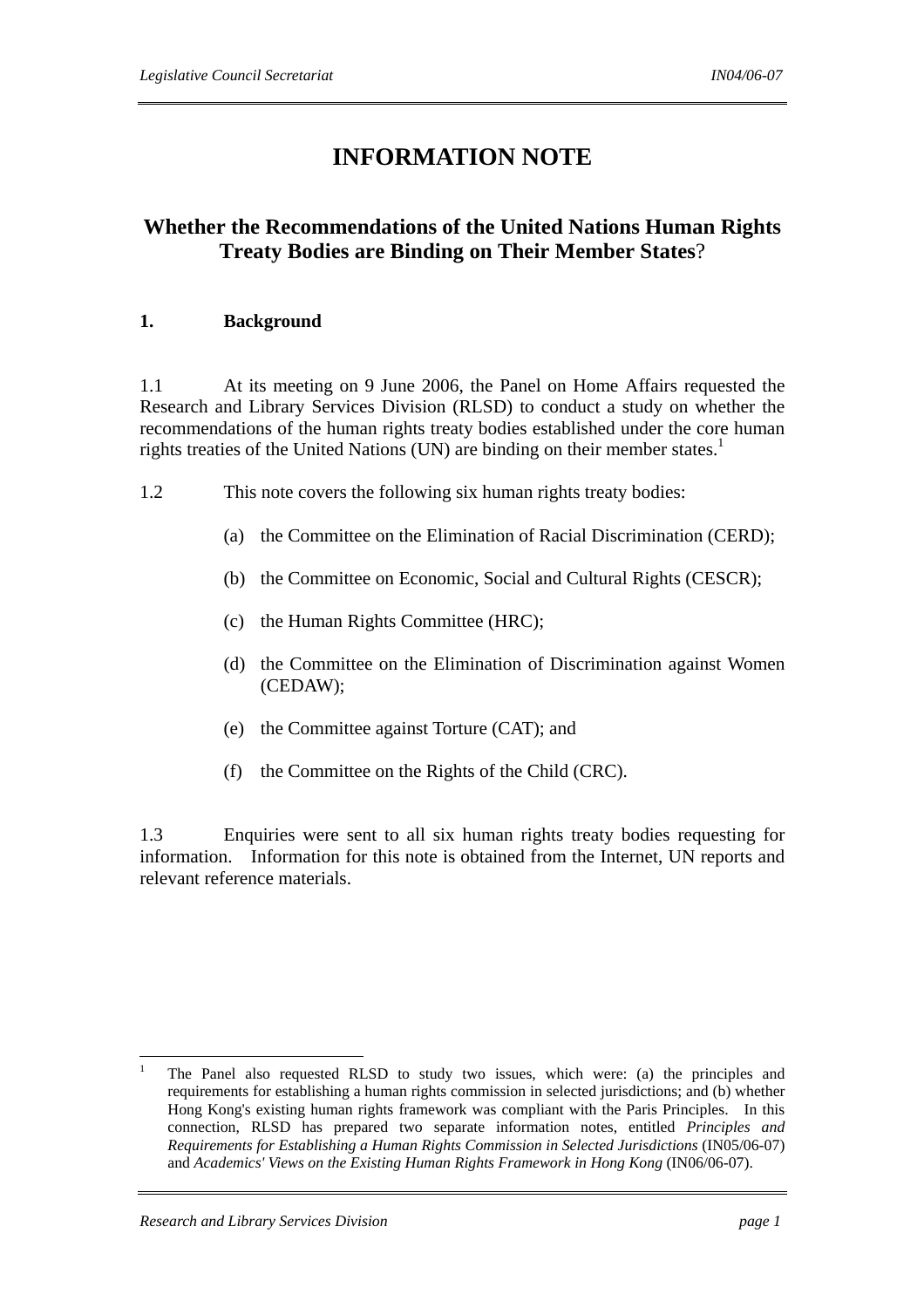# INFORMATION NOTE

## Whether the Recommendations of the United Nations Human Rights Treaty Bodies are Binding on Their Member States?

### 1. Background

1.1 At its meeting on 9 June 2006, the Panel on Home Affairs requested the Research and Library Services Division (RLSD) to conduct a study on whether the recommendations of the human rights treaty bodies established under the core human rights treaties of the United Nations (UN) are binding on their member states.[1]

1.2 This note covers the following six human rights treaty bodies:

(a) the Committee on the Elimination of Racial Discrimination (CERD);

(b) the Committee on Economic, Social and Cultural Rights (CESCR);

(c) the Human Rights Committee (HRC);

(d) the Committee on the Elimination of Discrimination against Women (CEDAW);

(e) the Committee against Torture (CAT); and

(f) the Committee on the Rights of the Child (CRC).

1.3 Enquiries were sent to all six human rights treaty bodies requesting for information. Information for this note is obtained from the Internet, UN reports and relevant reference materials.

---

[1] The Panel also requested RLSD to study two issues, which were: (a) the principles and requirements for establishing a human rights commission in selected jurisdictions; and (b) whether Hong Kong's existing human rights framework was compliant with the Paris Principles. In this connection, RLSD has prepared two separate information notes, entitled *Principles and Requirements for Establishing a Human Rights Commission in Selected Jurisdictions* (IN05/06-07) and *Academics' Views on the Existing Human Rights Framework in Hong Kong* (IN06/06-07).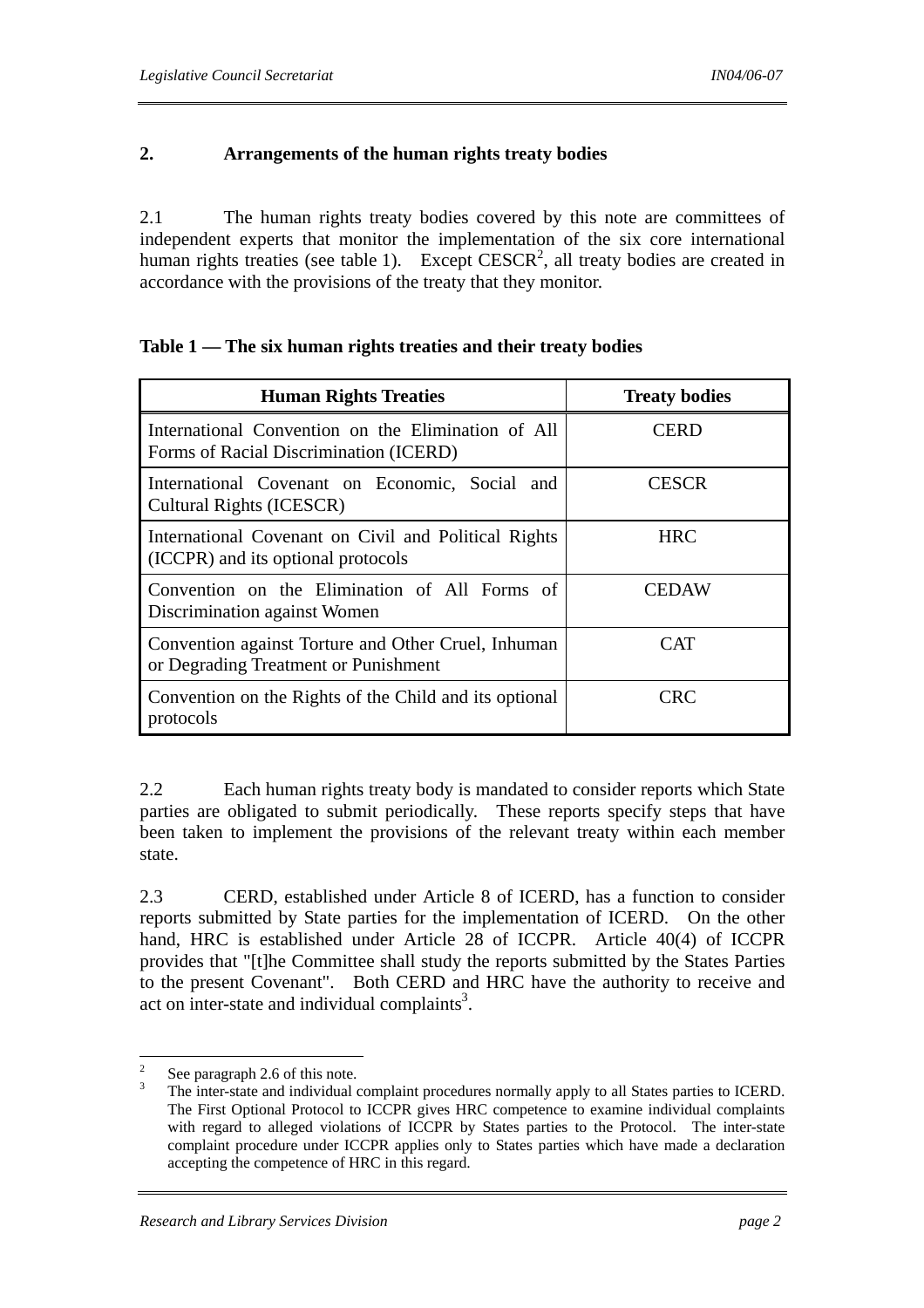## 2. Arrangements of the human rights treaty bodies

2.1 The human rights treaty bodies covered by this note are committees of independent experts that monitor the implementation of the six core international human rights treaties (see table 1). Except CESCR[2], all treaty bodies are created in accordance with the provisions of the treaty that they monitor.

**Table 1 — The six human rights treaties and their treaty bodies**

| Human Rights Treaties | Treaty bodies |
|---|---|
| International Convention on the Elimination of All Forms of Racial Discrimination (ICERD) | CERD |
| International Covenant on Economic, Social and Cultural Rights (ICESCR) | CESCR |
| International Covenant on Civil and Political Rights (ICCPR) and its optional protocols | HRC |
| Convention on the Elimination of All Forms of Discrimination against Women | CEDAW |
| Convention against Torture and Other Cruel, Inhuman or Degrading Treatment or Punishment | CAT |
| Convention on the Rights of the Child and its optional protocols | CRC |

2.2 Each human rights treaty body is mandated to consider reports which State parties are obligated to submit periodically. These reports specify steps that have been taken to implement the provisions of the relevant treaty within each member state.

2.3 CERD, established under Article 8 of ICERD, has a function to consider reports submitted by State parties for the implementation of ICERD. On the other hand, HRC is established under Article 28 of ICCPR. Article 40(4) of ICCPR provides that "[t]he Committee shall study the reports submitted by the States Parties to the present Covenant". Both CERD and HRC have the authority to receive and act on inter-state and individual complaints[3].

---

[2] See paragraph 2.6 of this note.

[3] The inter-state and individual complaint procedures normally apply to all States parties to ICERD. The First Optional Protocol to ICCPR gives HRC competence to examine individual complaints with regard to alleged violations of ICCPR by States parties to the Protocol. The inter-state complaint procedure under ICCPR applies only to States parties which have made a declaration accepting the competence of HRC in this regard.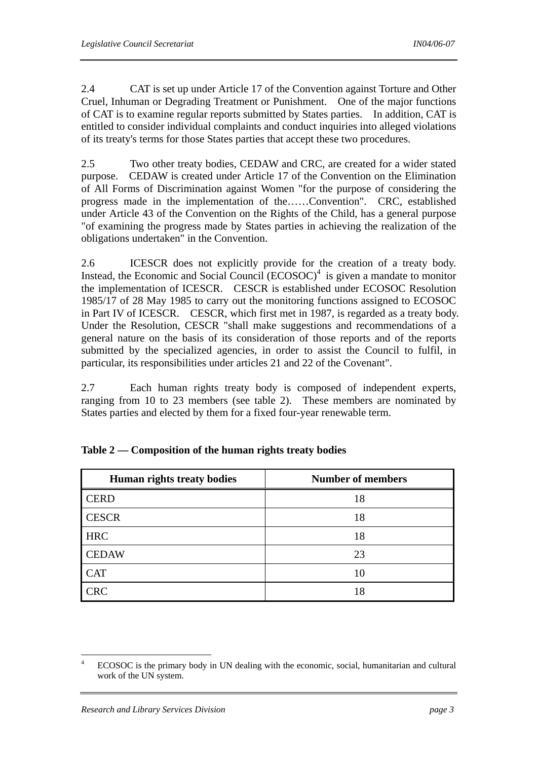2.4 CAT is set up under Article 17 of the Convention against Torture and Other Cruel, Inhuman or Degrading Treatment or Punishment. One of the major functions of CAT is to examine regular reports submitted by States parties. In addition, CAT is entitled to consider individual complaints and conduct inquiries into alleged violations of its treaty's terms for those States parties that accept these two procedures.

2.5 Two other treaty bodies, CEDAW and CRC, are created for a wider stated purpose. CEDAW is created under Article 17 of the Convention on the Elimination of All Forms of Discrimination against Women "for the purpose of considering the progress made in the implementation of the……Convention". CRC, established under Article 43 of the Convention on the Rights of the Child, has a general purpose "of examining the progress made by States parties in achieving the realization of the obligations undertaken" in the Convention.

2.6 ICESCR does not explicitly provide for the creation of a treaty body. Instead, the Economic and Social Council (ECOSOC)[4] is given a mandate to monitor the implementation of ICESCR. CESCR is established under ECOSOC Resolution 1985/17 of 28 May 1985 to carry out the monitoring functions assigned to ECOSOC in Part IV of ICESCR. CESCR, which first met in 1987, is regarded as a treaty body. Under the Resolution, CESCR "shall make suggestions and recommendations of a general nature on the basis of its consideration of those reports and of the reports submitted by the specialized agencies, in order to assist the Council to fulfil, in particular, its responsibilities under articles 21 and 22 of the Covenant".

2.7 Each human rights treaty body is composed of independent experts, ranging from 10 to 23 members (see table 2). These members are nominated by States parties and elected by them for a fixed four-year renewable term.

**Table 2 — Composition of the human rights treaty bodies**

| Human rights treaty bodies | Number of members |
|---|---|
| CERD | 18 |
| CESCR | 18 |
| HRC | 18 |
| CEDAW | 23 |
| CAT | 10 |
| CRC | 18 |

[4] ECOSOC is the primary body in UN dealing with the economic, social, humanitarian and cultural work of the UN system.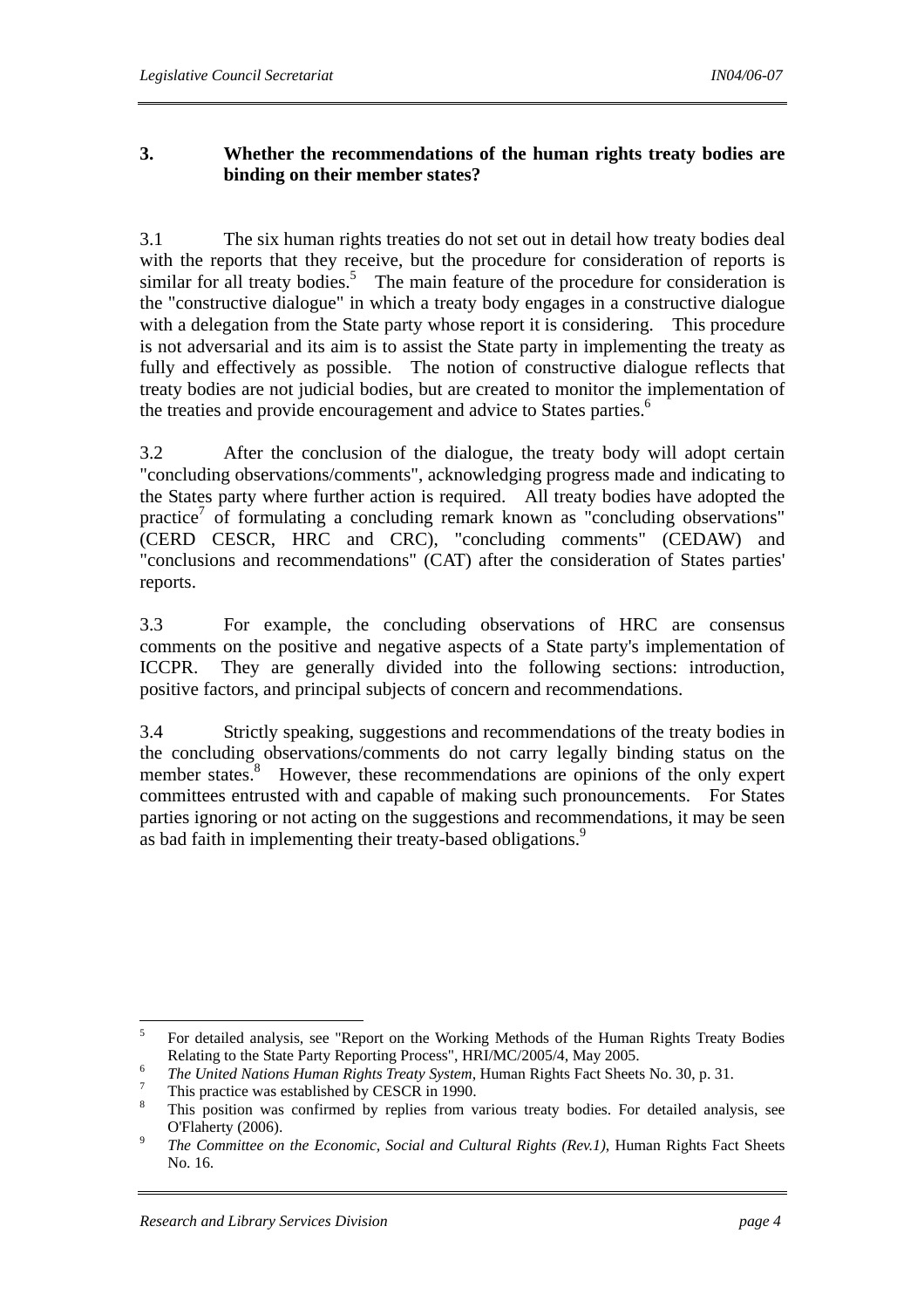## 3. Whether the recommendations of the human rights treaty bodies are binding on their member states?

3.1 The six human rights treaties do not set out in detail how treaty bodies deal with the reports that they receive, but the procedure for consideration of reports is similar for all treaty bodies.[5] The main feature of the procedure for consideration is the "constructive dialogue" in which a treaty body engages in a constructive dialogue with a delegation from the State party whose report it is considering. This procedure is not adversarial and its aim is to assist the State party in implementing the treaty as fully and effectively as possible. The notion of constructive dialogue reflects that treaty bodies are not judicial bodies, but are created to monitor the implementation of the treaties and provide encouragement and advice to States parties.[6]

3.2 After the conclusion of the dialogue, the treaty body will adopt certain "concluding observations/comments", acknowledging progress made and indicating to the States party where further action is required. All treaty bodies have adopted the practice[7] of formulating a concluding remark known as "concluding observations" (CERD CESCR, HRC and CRC), "concluding comments" (CEDAW) and "conclusions and recommendations" (CAT) after the consideration of States parties' reports.

3.3 For example, the concluding observations of HRC are consensus comments on the positive and negative aspects of a State party's implementation of ICCPR. They are generally divided into the following sections: introduction, positive factors, and principal subjects of concern and recommendations.

3.4 Strictly speaking, suggestions and recommendations of the treaty bodies in the concluding observations/comments do not carry legally binding status on the member states.[8] However, these recommendations are opinions of the only expert committees entrusted with and capable of making such pronouncements. For States parties ignoring or not acting on the suggestions and recommendations, it may be seen as bad faith in implementing their treaty-based obligations.[9]

---

[5] For detailed analysis, see "Report on the Working Methods of the Human Rights Treaty Bodies Relating to the State Party Reporting Process", HRI/MC/2005/4, May 2005.

[6] *The United Nations Human Rights Treaty System*, Human Rights Fact Sheets No. 30, p. 31.

[7] This practice was established by CESCR in 1990.

[8] This position was confirmed by replies from various treaty bodies. For detailed analysis, see O'Flaherty (2006).

[9] *The Committee on the Economic, Social and Cultural Rights (Rev.1)*, Human Rights Fact Sheets No. 16.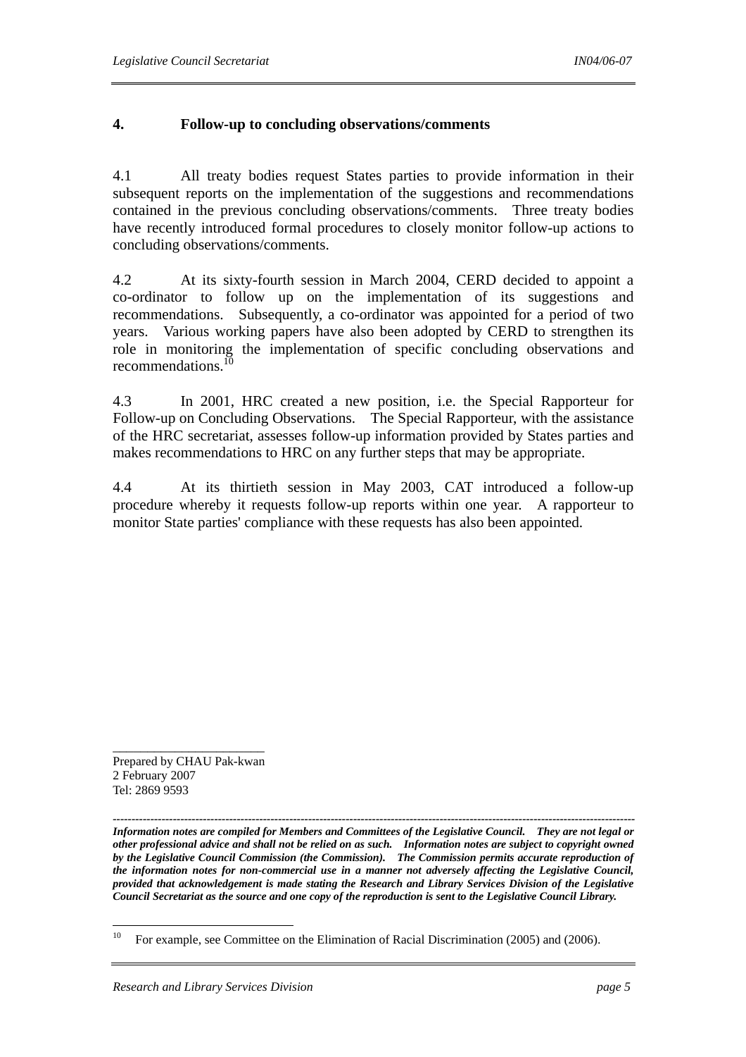## 4. Follow-up to concluding observations/comments

4.1 All treaty bodies request States parties to provide information in their subsequent reports on the implementation of the suggestions and recommendations contained in the previous concluding observations/comments. Three treaty bodies have recently introduced formal procedures to closely monitor follow-up actions to concluding observations/comments.

4.2 At its sixty-fourth session in March 2004, CERD decided to appoint a co-ordinator to follow up on the implementation of its suggestions and recommendations. Subsequently, a co-ordinator was appointed for a period of two years. Various working papers have also been adopted by CERD to strengthen its role in monitoring the implementation of specific concluding observations and recommendations.[10]

4.3 In 2001, HRC created a new position, i.e. the Special Rapporteur for Follow-up on Concluding Observations. The Special Rapporteur, with the assistance of the HRC secretariat, assesses follow-up information provided by States parties and makes recommendations to HRC on any further steps that may be appropriate.

4.4 At its thirtieth session in May 2003, CAT introduced a follow-up procedure whereby it requests follow-up reports within one year. A rapporteur to monitor State parties' compliance with these requests has also been appointed.

---

Prepared by CHAU Pak-kwan
2 February 2007
Tel: 2869 9593

---

***Information notes are compiled for Members and Committees of the Legislative Council. They are not legal or other professional advice and shall not be relied on as such. Information notes are subject to copyright owned by the Legislative Council Commission (the Commission). The Commission permits accurate reproduction of the information notes for non-commercial use in a manner not adversely affecting the Legislative Council, provided that acknowledgement is made stating the Research and Library Services Division of the Legislative Council Secretariat as the source and one copy of the reproduction is sent to the Legislative Council Library.***

---

[10] For example, see Committee on the Elimination of Racial Discrimination (2005) and (2006).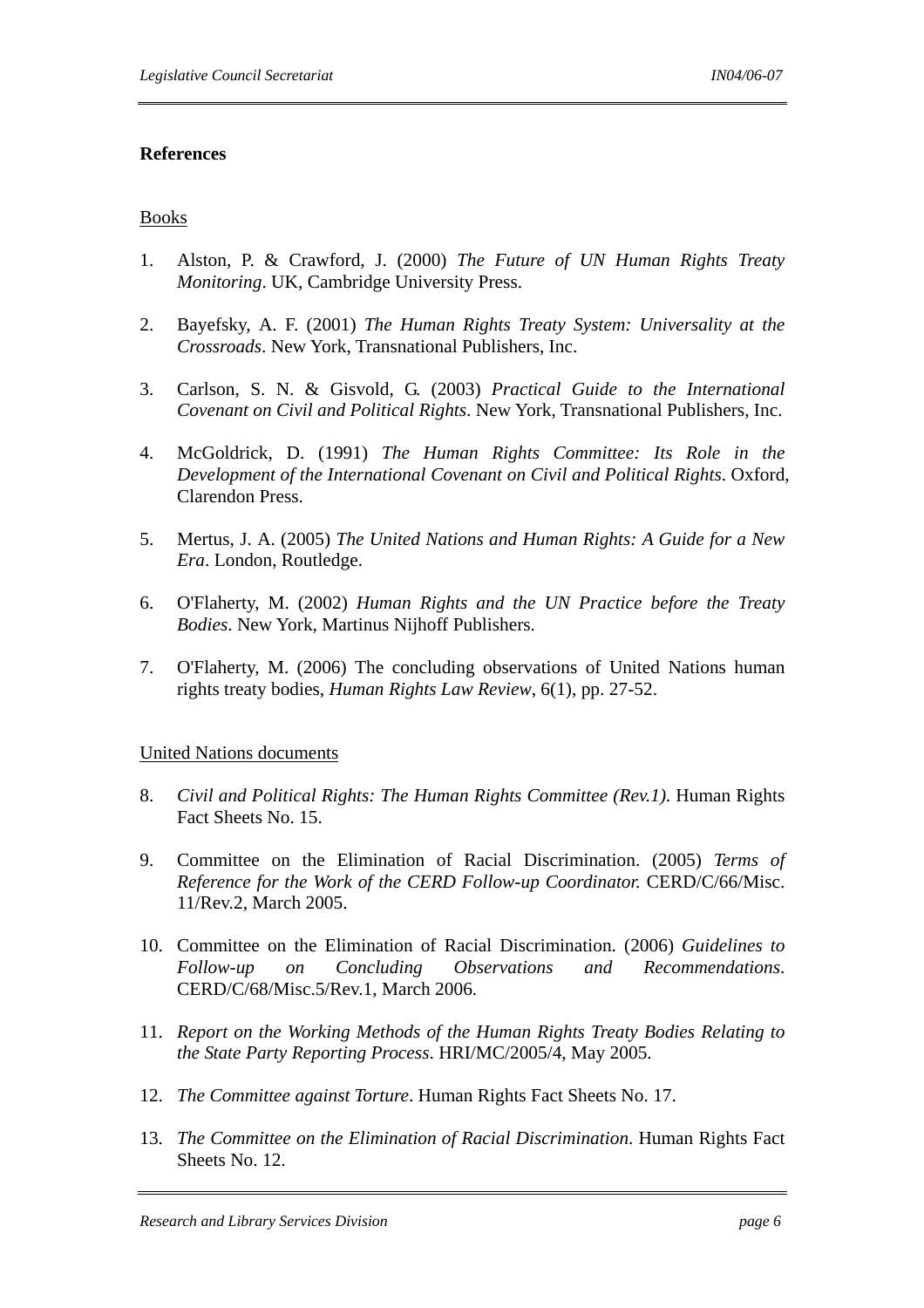## References

Books

1. Alston, P. & Crawford, J. (2000) *The Future of UN Human Rights Treaty Monitoring*. UK, Cambridge University Press.

2. Bayefsky, A. F. (2001) *The Human Rights Treaty System: Universality at the Crossroads*. New York, Transnational Publishers, Inc.

3. Carlson, S. N. & Gisvold, G. (2003) *Practical Guide to the International Covenant on Civil and Political Rights*. New York, Transnational Publishers, Inc.

4. McGoldrick, D. (1991) *The Human Rights Committee: Its Role in the Development of the International Covenant on Civil and Political Rights*. Oxford, Clarendon Press.

5. Mertus, J. A. (2005) *The United Nations and Human Rights: A Guide for a New Era*. London, Routledge.

6. O'Flaherty, M. (2002) *Human Rights and the UN Practice before the Treaty Bodies*. New York, Martinus Nijhoff Publishers.

7. O'Flaherty, M. (2006) The concluding observations of United Nations human rights treaty bodies, *Human Rights Law Review*, 6(1), pp. 27-52.

United Nations documents

8. *Civil and Political Rights: The Human Rights Committee (Rev.1)*. Human Rights Fact Sheets No. 15.

9. Committee on the Elimination of Racial Discrimination. (2005) *Terms of Reference for the Work of the CERD Follow-up Coordinator.* CERD/C/66/Misc. 11/Rev.2, March 2005.

10. Committee on the Elimination of Racial Discrimination. (2006) *Guidelines to Follow-up on Concluding Observations and Recommendations*. CERD/C/68/Misc.5/Rev.1, March 2006.

11. *Report on the Working Methods of the Human Rights Treaty Bodies Relating to the State Party Reporting Process*. HRI/MC/2005/4, May 2005.

12. *The Committee against Torture*. Human Rights Fact Sheets No. 17.

13. *The Committee on the Elimination of Racial Discrimination*. Human Rights Fact Sheets No. 12.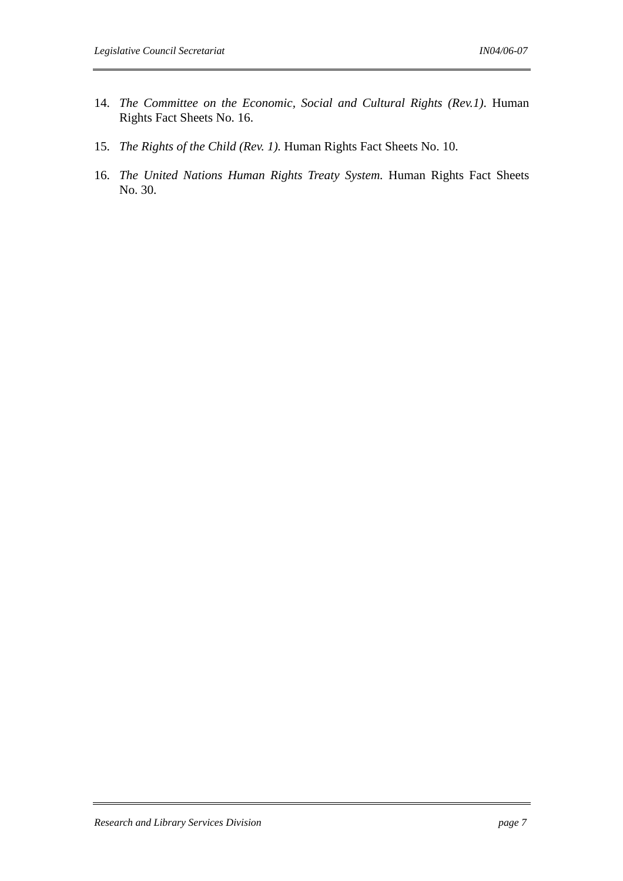14. *The Committee on the Economic, Social and Cultural Rights (Rev.1)*. Human Rights Fact Sheets No. 16.

15. *The Rights of the Child (Rev. 1).* Human Rights Fact Sheets No. 10.

16. *The United Nations Human Rights Treaty System.* Human Rights Fact Sheets No. 30.